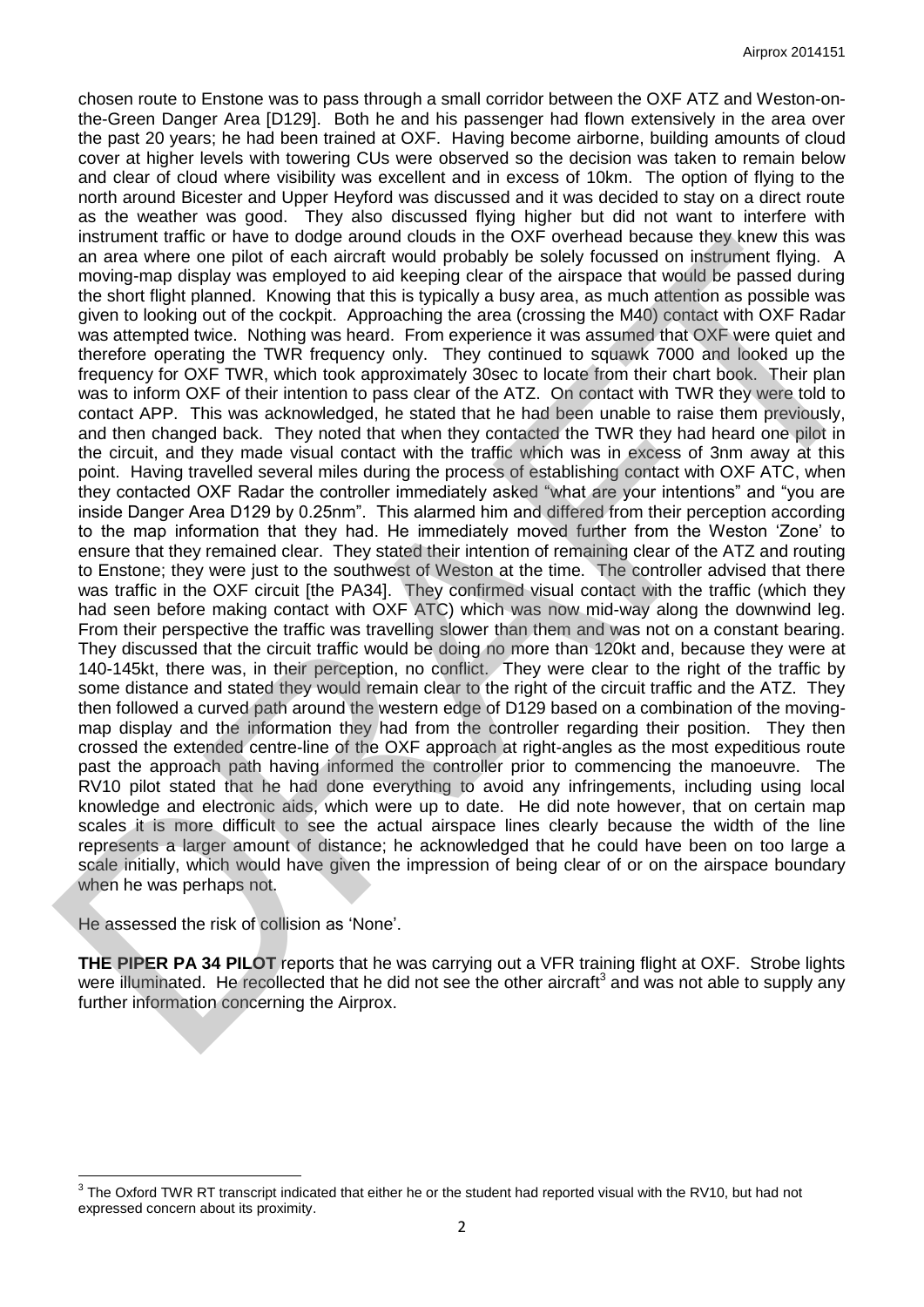chosen route to Enstone was to pass through a small corridor between the OXF ATZ and Weston-on-the-Green Danger Area [D129]. Both he and his passenger had flown extensively in the area over the past 20 years; he had been trained at OXF. Having become airborne, building amounts of cloud cover at higher levels with towering CUs were observed so the decision was taken to remain below and clear of cloud where visibility was excellent and in excess of 10km. The option of flying to the north around Bicester and Upper Heyford was discussed and it was decided to stay on a direct route as the weather was good. They also discussed flying higher but did not want to interfere with instrument traffic or have to dodge around clouds in the OXF overhead because they knew this was an area where one pilot of each aircraft would probably be solely focussed on instrument flying. A moving-map display was employed to aid keeping clear of the airspace that would be passed during the short flight planned. Knowing that this is typically a busy area, as much attention as possible was given to looking out of the cockpit. Approaching the area (crossing the M40) contact with OXF Radar was attempted twice. Nothing was heard. From experience it was assumed that OXF were quiet and therefore operating the TWR frequency only. They continued to squawk 7000 and looked up the frequency for OXF TWR, which took approximately 30sec to locate from their chart book. Their plan was to inform OXF of their intention to pass clear of the ATZ. On contact with TWR they were told to contact APP. This was acknowledged, he stated that he had been unable to raise them previously, and then changed back. They noted that when they contacted the TWR they had heard one pilot in the circuit, and they made visual contact with the traffic which was in excess of 3nm away at this point. Having travelled several miles during the process of establishing contact with OXF ATC, when they contacted OXF Radar the controller immediately asked "what are your intentions" and "you are inside Danger Area D129 by 0.25nm". This alarmed him and differed from their perception according to the map information that they had. He immediately moved further from the Weston 'Zone' to ensure that they remained clear. They stated their intention of remaining clear of the ATZ and routing to Enstone; they were just to the southwest of Weston at the time. The controller advised that there was traffic in the OXF circuit [the PA34]. They confirmed visual contact with the traffic (which they had seen before making contact with OXF ATC) which was now mid-way along the downwind leg. From their perspective the traffic was travelling slower than them and was not on a constant bearing. They discussed that the circuit traffic would be doing no more than 120kt and, because they were at 140-145kt, there was, in their perception, no conflict. They were clear to the right of the traffic by some distance and stated they would remain clear to the right of the circuit traffic and the ATZ. They then followed a curved path around the western edge of D129 based on a combination of the moving-map display and the information they had from the controller regarding their position. They then crossed the extended centre-line of the OXF approach at right-angles as the most expeditious route past the approach path having informed the controller prior to commencing the manoeuvre. The RV10 pilot stated that he had done everything to avoid any infringements, including using local knowledge and electronic aids, which were up to date. He did note however, that on certain map scales it is more difficult to see the actual airspace lines clearly because the width of the line represents a larger amount of distance; he acknowledged that he could have been on too large a scale initially, which would have given the impression of being clear of or on the airspace boundary when he was perhaps not.

He assessed the risk of collision as 'None'.

**THE PIPER PA 34 PILOT** reports that he was carrying out a VFR training flight at OXF. Strobe lights were illuminated. He recollected that he did not see the other aircraft[3] and was not able to supply any further information concerning the Airprox.

[3] The Oxford TWR RT transcript indicated that either he or the student had reported visual with the RV10, but had not expressed concern about its proximity.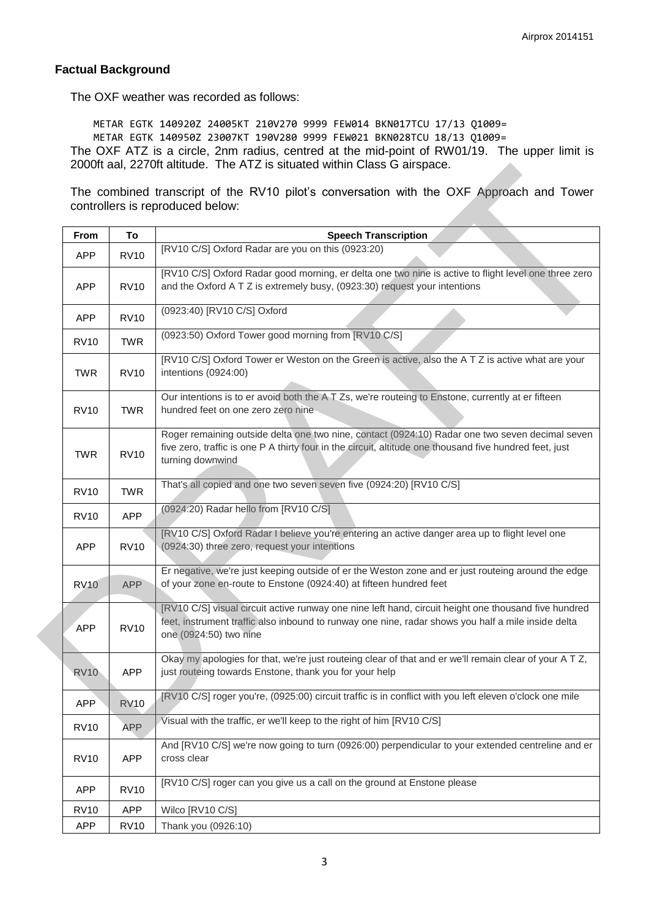## Factual Background

The OXF weather was recorded as follows:

```
METAR EGTK 140920Z 24005KT 210V270 9999 FEW014 BKN017TCU 17/13 Q1009=
METAR EGTK 140950Z 23007KT 190V280 9999 FEW021 BKN028TCU 18/13 Q1009=
```

The OXF ATZ is a circle, 2nm radius, centred at the mid-point of RW01/19. The upper limit is 2000ft aal, 2270ft altitude. The ATZ is situated within Class G airspace.

The combined transcript of the RV10 pilot's conversation with the OXF Approach and Tower controllers is reproduced below:

| From | To | Speech Transcription |
|---|---|---|
| APP | RV10 | [RV10 C/S] Oxford Radar are you on this (0923:20) |
| APP | RV10 | [RV10 C/S] Oxford Radar good morning, er delta one two nine is active to flight level one three zero and the Oxford A T Z is extremely busy, (0923:30) request your intentions |
| APP | RV10 | (0923:40) [RV10 C/S] Oxford |
| RV10 | TWR | (0923:50) Oxford Tower good morning from [RV10 C/S] |
| TWR | RV10 | [RV10 C/S] Oxford Tower er Weston on the Green is active, also the A T Z is active what are your intentions (0924:00) |
| RV10 | TWR | Our intentions is to er avoid both the A T Zs, we're routeing to Enstone, currently at er fifteen hundred feet on one zero zero nine |
| TWR | RV10 | Roger remaining outside delta one two nine, contact (0924:10) Radar one two seven decimal seven five zero, traffic is one P A thirty four in the circuit, altitude one thousand five hundred feet, just turning downwind |
| RV10 | TWR | That's all copied and one two seven seven five (0924:20) [RV10 C/S] |
| RV10 | APP | (0924:20) Radar hello from [RV10 C/S] |
| APP | RV10 | [RV10 C/S] Oxford Radar I believe you're entering an active danger area up to flight level one (0924:30) three zero, request your intentions |
| RV10 | APP | Er negative, we're just keeping outside of er the Weston zone and er just routeing around the edge of your zone en-route to Enstone (0924:40) at fifteen hundred feet |
| APP | RV10 | [RV10 C/S] visual circuit active runway one nine left hand, circuit height one thousand five hundred feet, instrument traffic also inbound to runway one nine, radar shows you half a mile inside delta one (0924:50) two nine |
| RV10 | APP | Okay my apologies for that, we're just routeing clear of that and er we'll remain clear of your A T Z, just routeing towards Enstone, thank you for your help |
| APP | RV10 | [RV10 C/S] roger you're, (0925:00) circuit traffic is in conflict with you left eleven o'clock one mile |
| RV10 | APP | Visual with the traffic, er we'll keep to the right of him [RV10 C/S] |
| RV10 | APP | And [RV10 C/S] we're now going to turn (0926:00) perpendicular to your extended centreline and er cross clear |
| APP | RV10 | [RV10 C/S] roger can you give us a call on the ground at Enstone please |
| RV10 | APP | Wilco [RV10 C/S] |
| APP | RV10 | Thank you (0926:10) |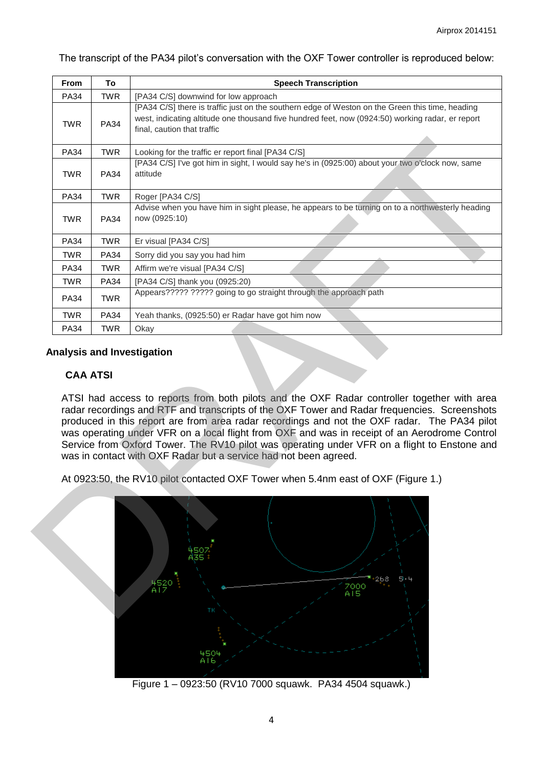The transcript of the PA34 pilot's conversation with the OXF Tower controller is reproduced below:

| From | To | Speech Transcription |
|---|---|---|
| PA34 | TWR | [PA34 C/S] downwind for low approach |
| TWR | PA34 | [PA34 C/S] there is traffic just on the southern edge of Weston on the Green this time, heading west, indicating altitude one thousand five hundred feet, now (0924:50) working radar, er report final, caution that traffic |
| PA34 | TWR | Looking for the traffic er report final [PA34 C/S] |
| TWR | PA34 | [PA34 C/S] I've got him in sight, I would say he's in (0925:00) about your two o'clock now, same attitude |
| PA34 | TWR | Roger [PA34 C/S] |
| TWR | PA34 | Advise when you have him in sight please, he appears to be turning on to a northwesterly heading now (0925:10) |
| PA34 | TWR | Er visual [PA34 C/S] |
| TWR | PA34 | Sorry did you say you had him |
| PA34 | TWR | Affirm we're visual [PA34 C/S] |
| TWR | PA34 | [PA34 C/S] thank you (0925:20) |
| PA34 | TWR | Appears????? ????? going to go straight through the approach path |
| TWR | PA34 | Yeah thanks, (0925:50) er Radar have got him now |
| PA34 | TWR | Okay |

## Analysis and Investigation

### CAA ATSI

ATSI had access to reports from both pilots and the OXF Radar controller together with area radar recordings and RTF and transcripts of the OXF Tower and Radar frequencies. Screenshots produced in this report are from area radar recordings and not the OXF radar. The PA34 pilot was operating under VFR on a local flight from OXF and was in receipt of an Aerodrome Control Service from Oxford Tower. The RV10 pilot was operating under VFR on a flight to Enstone and was in contact with OXF Radar but a service had not been agreed.

At 0923:50, the RV10 pilot contacted OXF Tower when 5.4nm east of OXF (Figure 1.)

Figure 1 – 0923:50 (RV10 7000 squawk. PA34 4504 squawk.)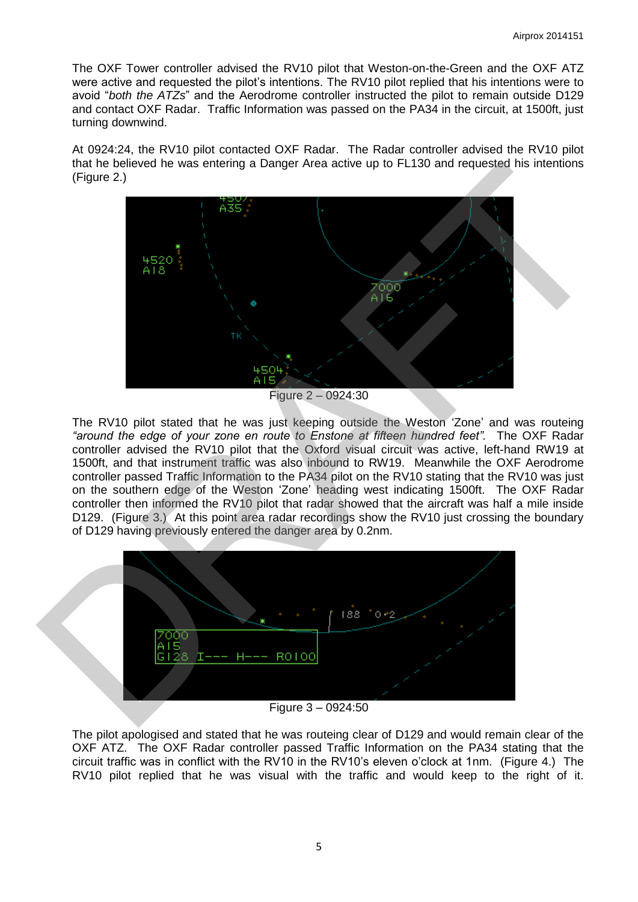The OXF Tower controller advised the RV10 pilot that Weston-on-the-Green and the OXF ATZ were active and requested the pilot's intentions. The RV10 pilot replied that his intentions were to avoid "*both the ATZs*" and the Aerodrome controller instructed the pilot to remain outside D129 and contact OXF Radar. Traffic Information was passed on the PA34 in the circuit, at 1500ft, just turning downwind.

At 0924:24, the RV10 pilot contacted OXF Radar. The Radar controller advised the RV10 pilot that he believed he was entering a Danger Area active up to FL130 and requested his intentions (Figure 2.)

Figure 2 – 0924:30

The RV10 pilot stated that he was just keeping outside the Weston 'Zone' and was routeing *"around the edge of your zone en route to Enstone at fifteen hundred feet"*. The OXF Radar controller advised the RV10 pilot that the Oxford visual circuit was active, left-hand RW19 at 1500ft, and that instrument traffic was also inbound to RW19. Meanwhile the OXF Aerodrome controller passed Traffic Information to the PA34 pilot on the RV10 stating that the RV10 was just on the southern edge of the Weston 'Zone' heading west indicating 1500ft. The OXF Radar controller then informed the RV10 pilot that radar showed that the aircraft was half a mile inside D129. (Figure 3.) At this point area radar recordings show the RV10 just crossing the boundary of D129 having previously entered the danger area by 0.2nm.

Figure 3 – 0924:50

The pilot apologised and stated that he was routeing clear of D129 and would remain clear of the OXF ATZ. The OXF Radar controller passed Traffic Information on the PA34 stating that the circuit traffic was in conflict with the RV10 in the RV10's eleven o'clock at 1nm. (Figure 4.) The RV10 pilot replied that he was visual with the traffic and would keep to the right of it.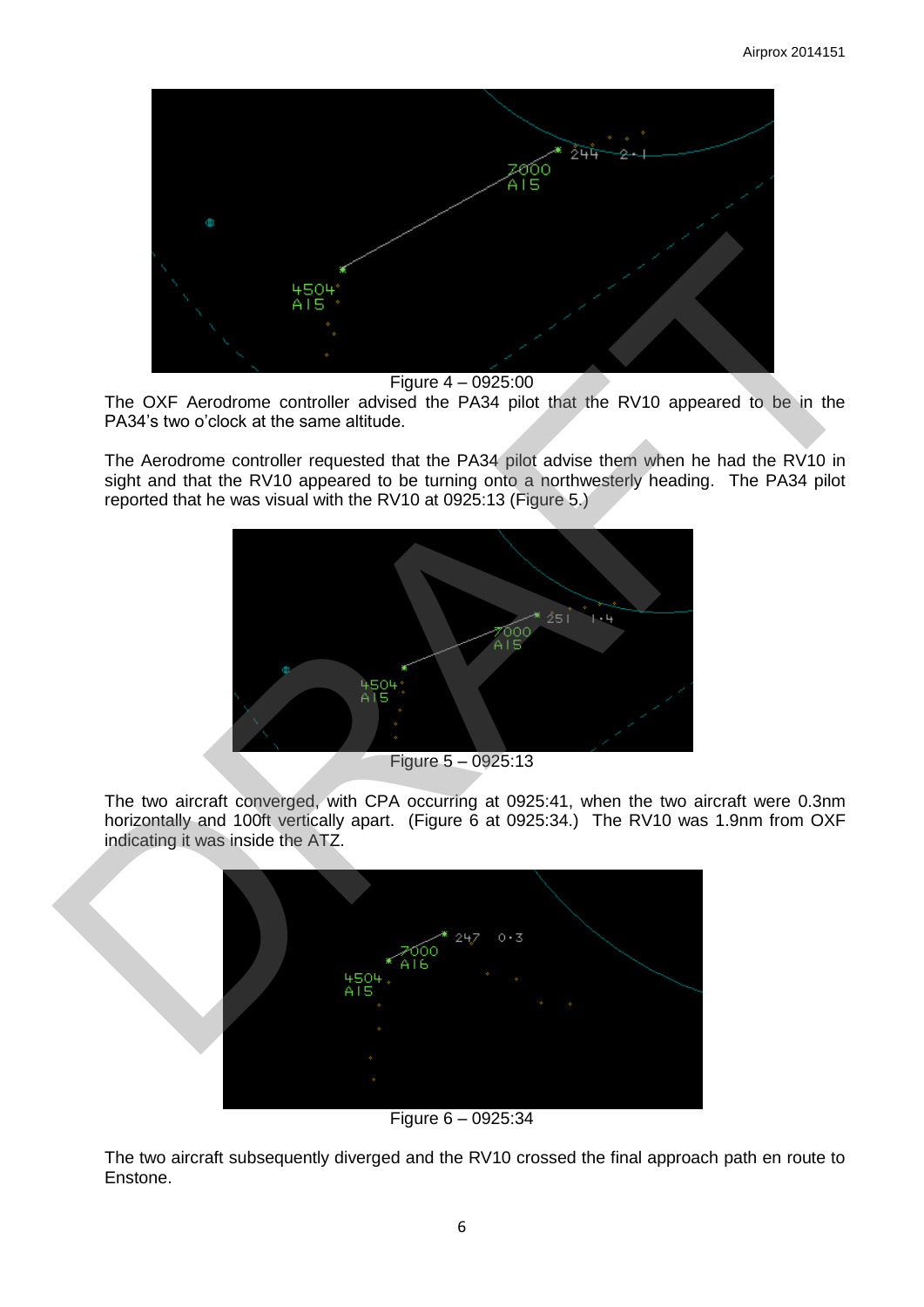Figure 4 – 0925:00

The OXF Aerodrome controller advised the PA34 pilot that the RV10 appeared to be in the PA34's two o'clock at the same altitude.

The Aerodrome controller requested that the PA34 pilot advise them when he had the RV10 in sight and that the RV10 appeared to be turning onto a northwesterly heading. The PA34 pilot reported that he was visual with the RV10 at 0925:13 (Figure 5.)

Figure 5 – 0925:13

The two aircraft converged, with CPA occurring at 0925:41, when the two aircraft were 0.3nm horizontally and 100ft vertically apart. (Figure 6 at 0925:34.) The RV10 was 1.9nm from OXF indicating it was inside the ATZ.

Figure 6 – 0925:34

The two aircraft subsequently diverged and the RV10 crossed the final approach path en route to Enstone.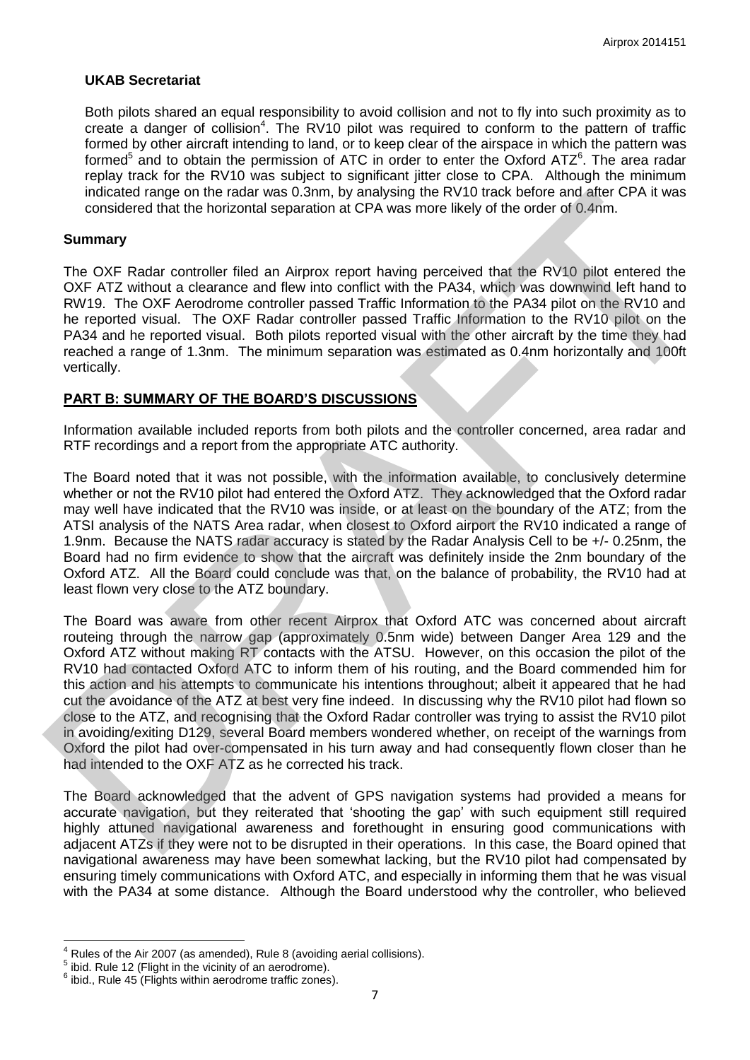**UKAB Secretariat**

Both pilots shared an equal responsibility to avoid collision and not to fly into such proximity as to create a danger of collision[4]. The RV10 pilot was required to conform to the pattern of traffic formed by other aircraft intending to land, or to keep clear of the airspace in which the pattern was formed[5] and to obtain the permission of ATC in order to enter the Oxford ATZ[6]. The area radar replay track for the RV10 was subject to significant jitter close to CPA. Although the minimum indicated range on the radar was 0.3nm, by analysing the RV10 track before and after CPA it was considered that the horizontal separation at CPA was more likely of the order of 0.4nm.

## Summary

The OXF Radar controller filed an Airprox report having perceived that the RV10 pilot entered the OXF ATZ without a clearance and flew into conflict with the PA34, which was downwind left hand to RW19. The OXF Aerodrome controller passed Traffic Information to the PA34 pilot on the RV10 and he reported visual. The OXF Radar controller passed Traffic Information to the RV10 pilot on the PA34 and he reported visual. Both pilots reported visual with the other aircraft by the time they had reached a range of 1.3nm. The minimum separation was estimated as 0.4nm horizontally and 100ft vertically.

## PART B: SUMMARY OF THE BOARD'S DISCUSSIONS

Information available included reports from both pilots and the controller concerned, area radar and RTF recordings and a report from the appropriate ATC authority.

The Board noted that it was not possible, with the information available, to conclusively determine whether or not the RV10 pilot had entered the Oxford ATZ. They acknowledged that the Oxford radar may well have indicated that the RV10 was inside, or at least on the boundary of the ATZ; from the ATSI analysis of the NATS Area radar, when closest to Oxford airport the RV10 indicated a range of 1.9nm. Because the NATS radar accuracy is stated by the Radar Analysis Cell to be +/- 0.25nm, the Board had no firm evidence to show that the aircraft was definitely inside the 2nm boundary of the Oxford ATZ. All the Board could conclude was that, on the balance of probability, the RV10 had at least flown very close to the ATZ boundary.

The Board was aware from other recent Airprox that Oxford ATC was concerned about aircraft routeing through the narrow gap (approximately 0.5nm wide) between Danger Area 129 and the Oxford ATZ without making RT contacts with the ATSU. However, on this occasion the pilot of the RV10 had contacted Oxford ATC to inform them of his routing, and the Board commended him for this action and his attempts to communicate his intentions throughout; albeit it appeared that he had cut the avoidance of the ATZ at best very fine indeed. In discussing why the RV10 pilot had flown so close to the ATZ, and recognising that the Oxford Radar controller was trying to assist the RV10 pilot in avoiding/exiting D129, several Board members wondered whether, on receipt of the warnings from Oxford the pilot had over-compensated in his turn away and had consequently flown closer than he had intended to the OXF ATZ as he corrected his track.

The Board acknowledged that the advent of GPS navigation systems had provided a means for accurate navigation, but they reiterated that 'shooting the gap' with such equipment still required highly attuned navigational awareness and forethought in ensuring good communications with adjacent ATZs if they were not to be disrupted in their operations. In this case, the Board opined that navigational awareness may have been somewhat lacking, but the RV10 pilot had compensated by ensuring timely communications with Oxford ATC, and especially in informing them that he was visual with the PA34 at some distance. Although the Board understood why the controller, who believed

---

[4] Rules of the Air 2007 (as amended), Rule 8 (avoiding aerial collisions).

[5] ibid. Rule 12 (Flight in the vicinity of an aerodrome).

[6] ibid., Rule 45 (Flights within aerodrome traffic zones).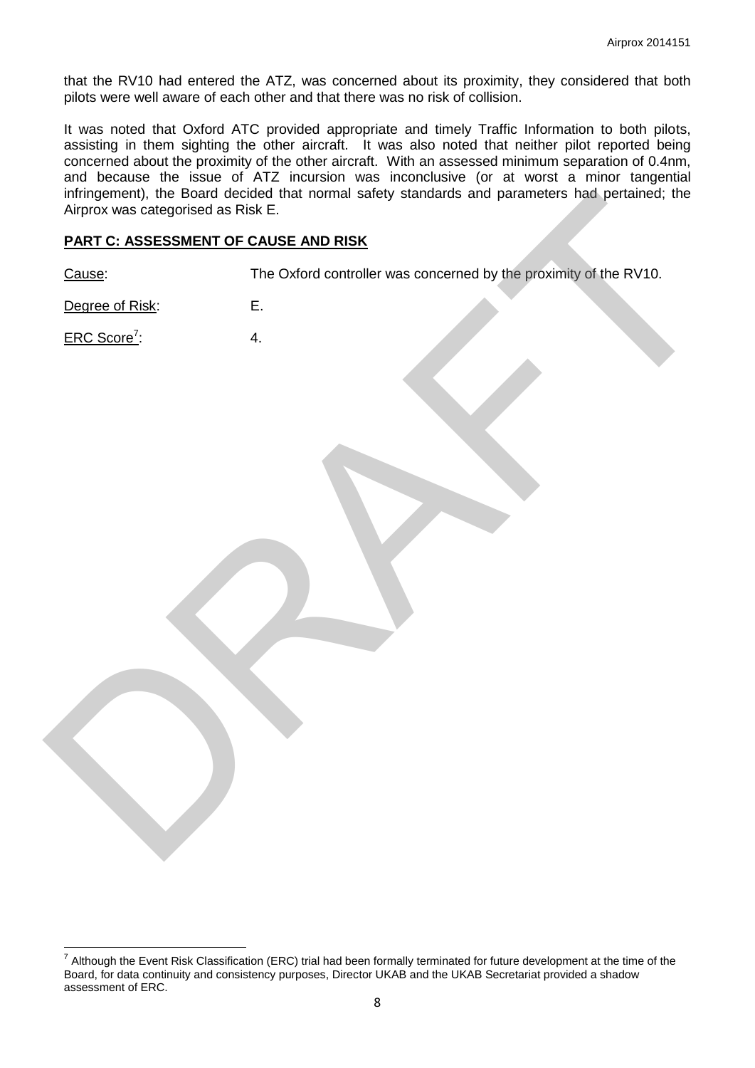that the RV10 had entered the ATZ, was concerned about its proximity, they considered that both pilots were well aware of each other and that there was no risk of collision.

It was noted that Oxford ATC provided appropriate and timely Traffic Information to both pilots, assisting in them sighting the other aircraft. It was also noted that neither pilot reported being concerned about the proximity of the other aircraft. With an assessed minimum separation of 0.4nm, and because the issue of ATZ incursion was inconclusive (or at worst a minor tangential infringement), the Board decided that normal safety standards and parameters had pertained; the Airprox was categorised as Risk E.

## PART C: ASSESSMENT OF CAUSE AND RISK

Cause: The Oxford controller was concerned by the proximity of the RV10.

Degree of Risk: E.

ERC Score[7]: 4.

[7] Although the Event Risk Classification (ERC) trial had been formally terminated for future development at the time of the Board, for data continuity and consistency purposes, Director UKAB and the UKAB Secretariat provided a shadow assessment of ERC.